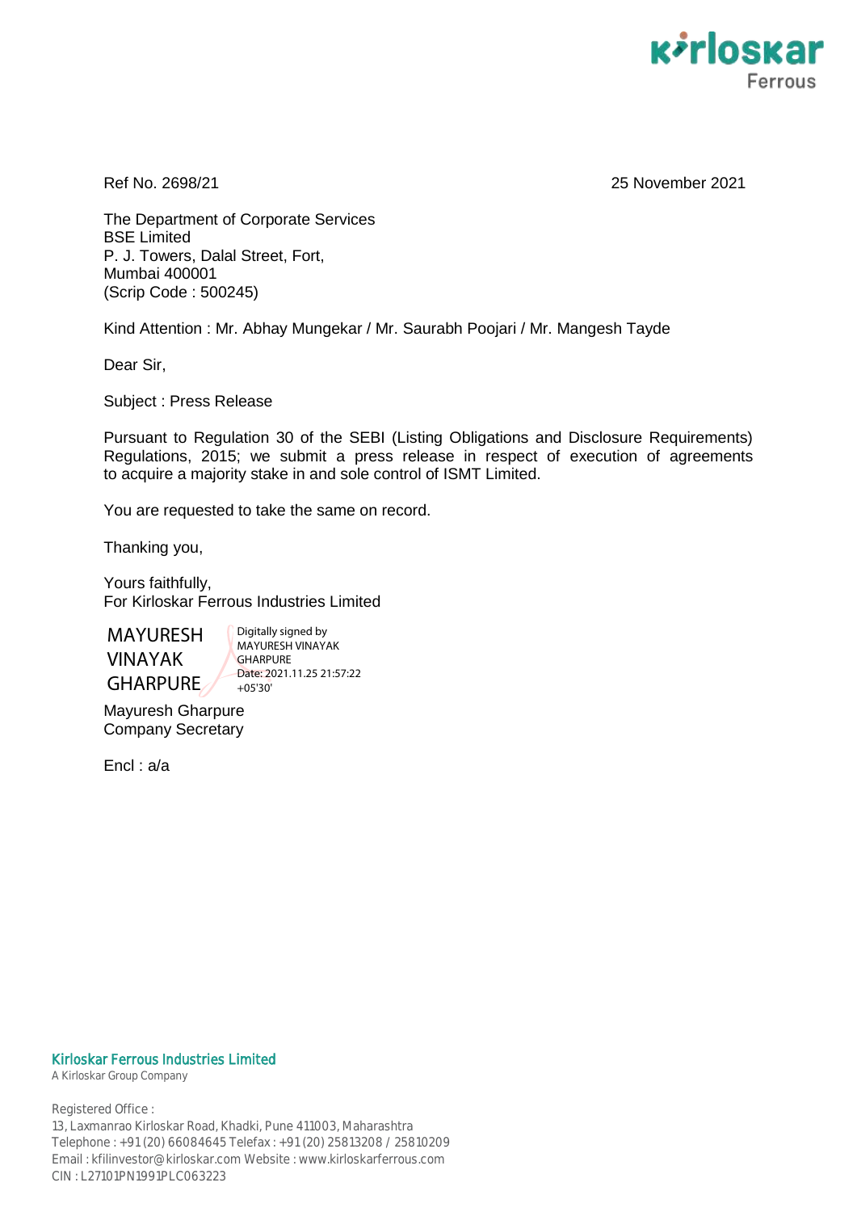Ref No. 2698/21

25 November 2021

The Department of Corporate Services
BSE Limited
P. J. Towers, Dalal Street, Fort,
Mumbai 400001
(Scrip Code : 500245)

Kind Attention : Mr. Abhay Mungekar / Mr. Saurabh Poojari / Mr. Mangesh Tayde

Dear Sir,

Subject : Press Release

Pursuant to Regulation 30 of the SEBI (Listing Obligations and Disclosure Requirements) Regulations, 2015; we submit a press release in respect of execution of agreements to acquire a majority stake in and sole control of ISMT Limited.

You are requested to take the same on record.

Thanking you,

Yours faithfully,
For Kirloskar Ferrous Industries Limited

MAYURESH VINAYAK GHARPURE

Digitally signed by MAYURESH VINAYAK GHARPURE
Date: 2021.11.25 21:57:22 +05'30'

Mayuresh Gharpure
Company Secretary

Encl : a/a

**Kirloskar Ferrous Industries Limited**
A Kirloskar Group Company

Registered Office :
13, Laxmanrao Kirloskar Road, Khadki, Pune 411003, Maharashtra
Telephone : +91 (20) 66084645 Telefax : +91 (20) 25813208 / 25810209
Email : kfilinvestor@kirloskar.com Website : www.kirloskarferrous.com
CIN : L27101PN1991PLC063223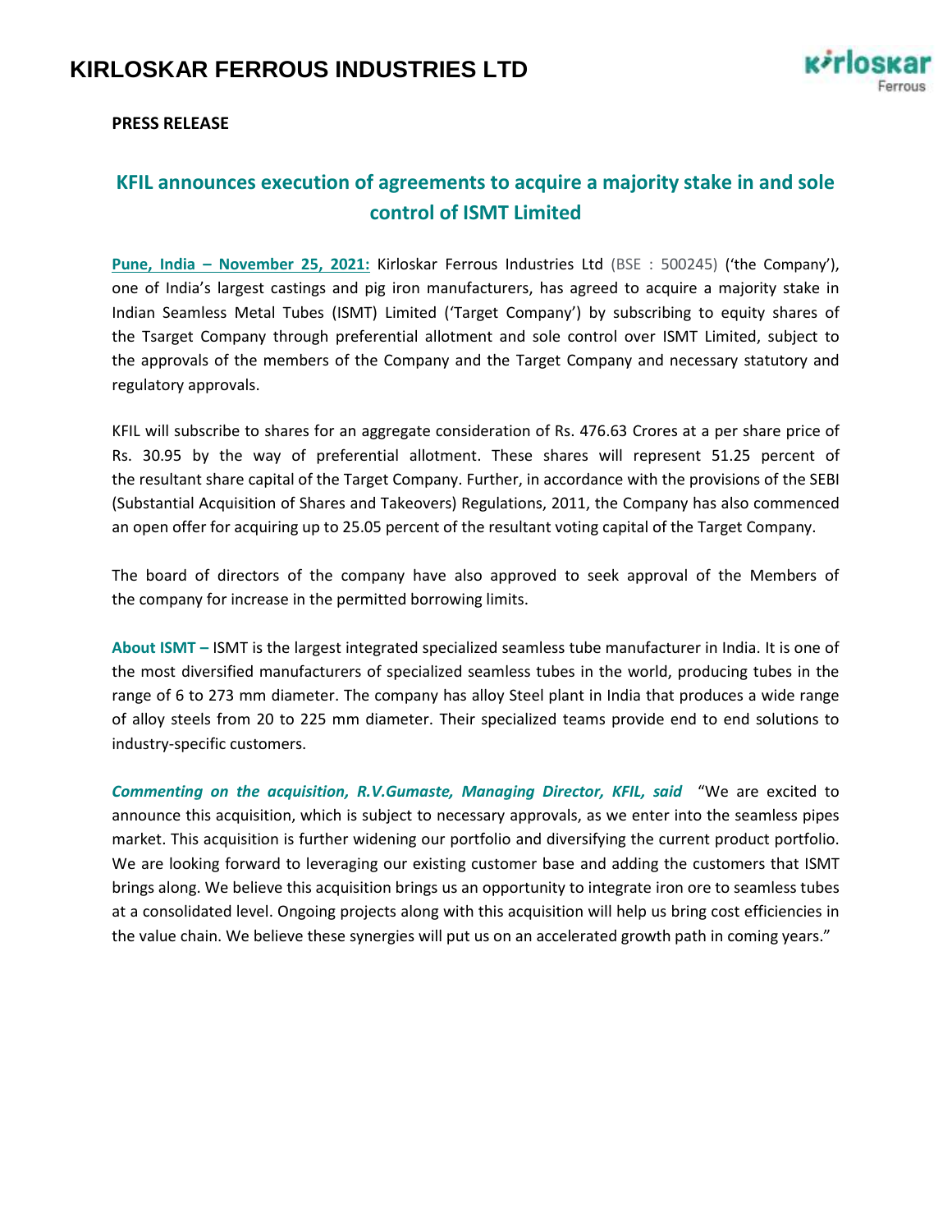# KIRLOSKAR FERROUS INDUSTRIES LTD

**PRESS RELEASE**

## KFIL announces execution of agreements to acquire a majority stake in and sole control of ISMT Limited

**Pune, India – November 25, 2021:** Kirloskar Ferrous Industries Ltd (BSE : 500245) ('the Company'), one of India's largest castings and pig iron manufacturers, has agreed to acquire a majority stake in Indian Seamless Metal Tubes (ISMT) Limited ('Target Company') by subscribing to equity shares of the Tsarget Company through preferential allotment and sole control over ISMT Limited, subject to the approvals of the members of the Company and the Target Company and necessary statutory and regulatory approvals.

KFIL will subscribe to shares for an aggregate consideration of Rs. 476.63 Crores at a per share price of Rs. 30.95 by the way of preferential allotment. These shares will represent 51.25 percent of the resultant share capital of the Target Company. Further, in accordance with the provisions of the SEBI (Substantial Acquisition of Shares and Takeovers) Regulations, 2011, the Company has also commenced an open offer for acquiring up to 25.05 percent of the resultant voting capital of the Target Company.

The board of directors of the company have also approved to seek approval of the Members of the company for increase in the permitted borrowing limits.

**About ISMT –** ISMT is the largest integrated specialized seamless tube manufacturer in India. It is one of the most diversified manufacturers of specialized seamless tubes in the world, producing tubes in the range of 6 to 273 mm diameter. The company has alloy Steel plant in India that produces a wide range of alloy steels from 20 to 225 mm diameter. Their specialized teams provide end to end solutions to industry-specific customers.

***Commenting on the acquisition, R.V.Gumaste, Managing Director, KFIL, said*** "We are excited to announce this acquisition, which is subject to necessary approvals, as we enter into the seamless pipes market. This acquisition is further widening our portfolio and diversifying the current product portfolio. We are looking forward to leveraging our existing customer base and adding the customers that ISMT brings along. We believe this acquisition brings us an opportunity to integrate iron ore to seamless tubes at a consolidated level. Ongoing projects along with this acquisition will help us bring cost efficiencies in the value chain. We believe these synergies will put us on an accelerated growth path in coming years."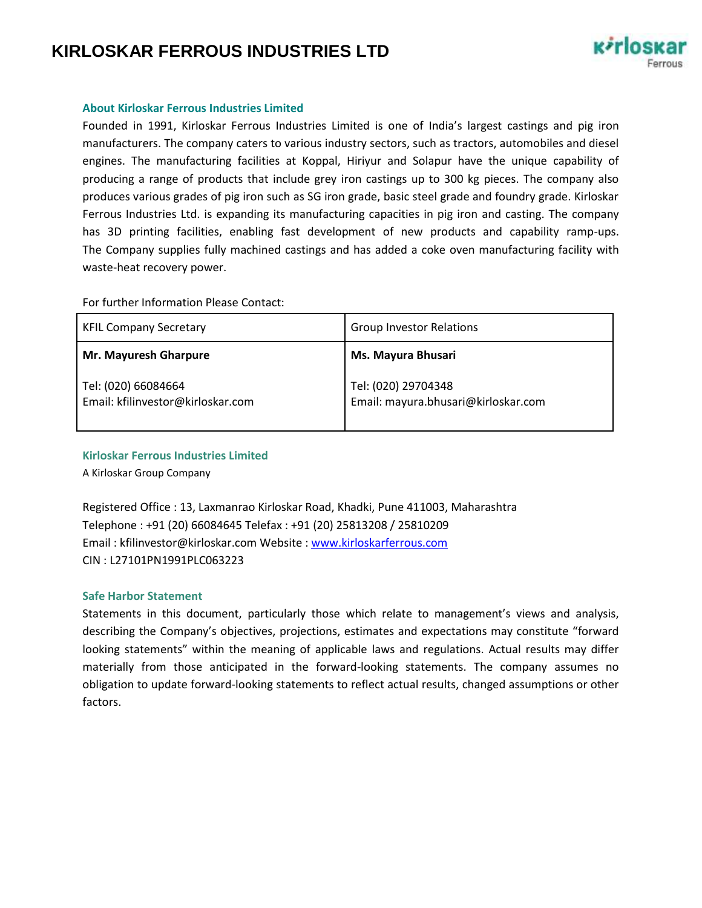## About Kirloskar Ferrous Industries Limited

Founded in 1991, Kirloskar Ferrous Industries Limited is one of India's largest castings and pig iron manufacturers. The company caters to various industry sectors, such as tractors, automobiles and diesel engines. The manufacturing facilities at Koppal, Hiriyur and Solapur have the unique capability of producing a range of products that include grey iron castings up to 300 kg pieces. The company also produces various grades of pig iron such as SG iron grade, basic steel grade and foundry grade. Kirloskar Ferrous Industries Ltd. is expanding its manufacturing capacities in pig iron and casting. The company has 3D printing facilities, enabling fast development of new products and capability ramp-ups. The Company supplies fully machined castings and has added a coke oven manufacturing facility with waste-heat recovery power.

For further Information Please Contact:

| KFIL Company Secretary | Group Investor Relations |
|---|---|
| **Mr. Mayuresh Gharpure**<br><br>Tel: (020) 66084664<br>Email: kfilinvestor@kirloskar.com | **Ms. Mayura Bhusari**<br><br>Tel: (020) 29704348<br>Email: mayura.bhusari@kirloskar.com |

## Kirloskar Ferrous Industries Limited

A Kirloskar Group Company

Registered Office : 13, Laxmanrao Kirloskar Road, Khadki, Pune 411003, Maharashtra
Telephone : +91 (20) 66084645 Telefax : +91 (20) 25813208 / 25810209
Email : kfilinvestor@kirloskar.com Website : www.kirloskarferrous.com
CIN : L27101PN1991PLC063223

## Safe Harbor Statement

Statements in this document, particularly those which relate to management's views and analysis, describing the Company's objectives, projections, estimates and expectations may constitute "forward looking statements" within the meaning of applicable laws and regulations. Actual results may differ materially from those anticipated in the forward-looking statements. The company assumes no obligation to update forward-looking statements to reflect actual results, changed assumptions or other factors.